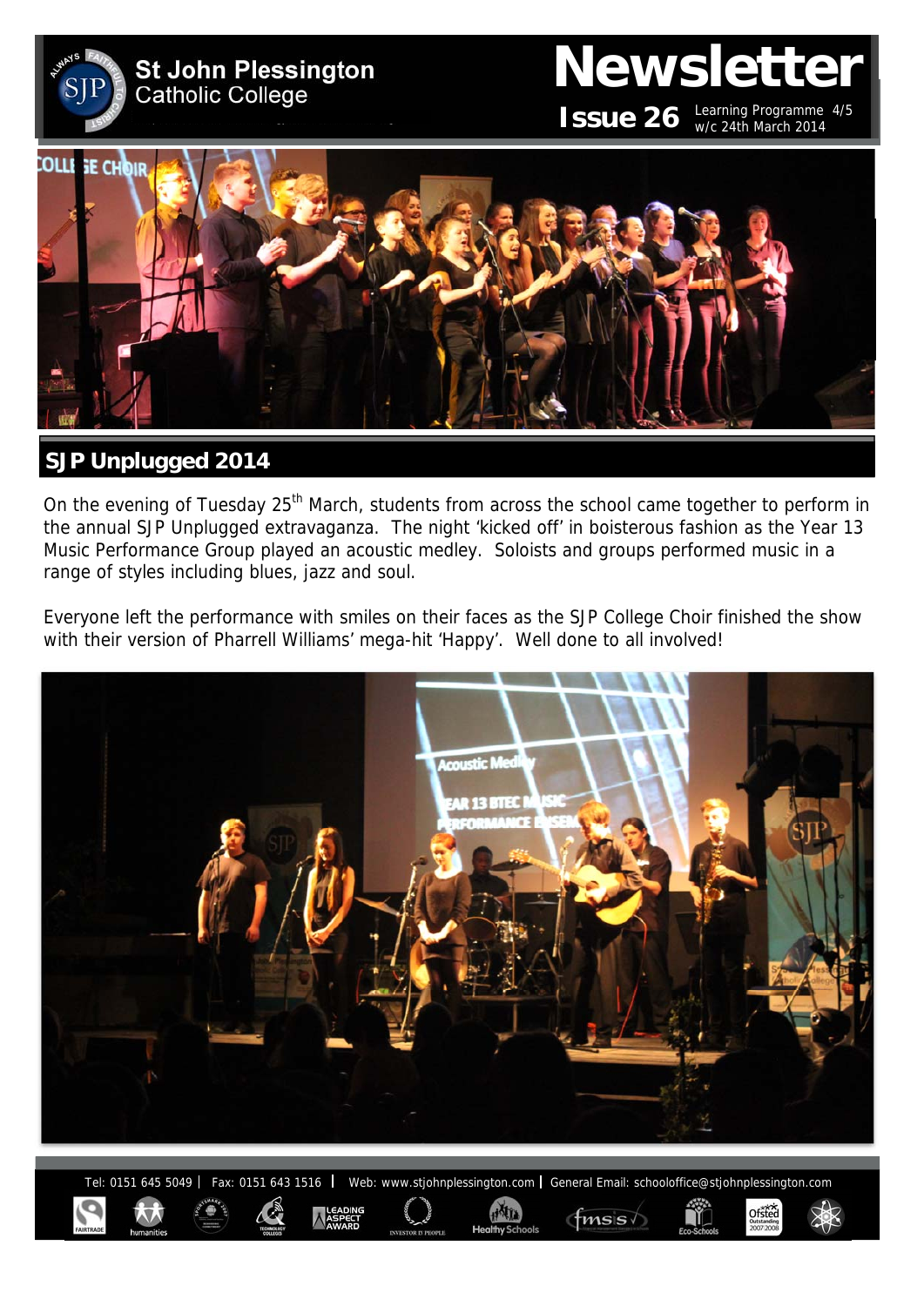# St John Plessington Catholic College

# Newsletter

**Issue 26** Learning Programme 4/5
w/c 24th March 2014

## SJP Unplugged 2014

On the evening of Tuesday 25th March, students from across the school came together to perform in the annual SJP Unplugged extravaganza. The night 'kicked off' in boisterous fashion as the Year 13 Music Performance Group played an acoustic medley. Soloists and groups performed music in a range of styles including blues, jazz and soul.

Everyone left the performance with smiles on their faces as the SJP College Choir finished the show with their version of Pharrell Williams' mega-hit 'Happy'. Well done to all involved!

Tel: 0151 645 5049 | Fax: 0151 643 1516 | Web: www.stjohnplessington.com | General Email: schooloffice@stjohnplessington.com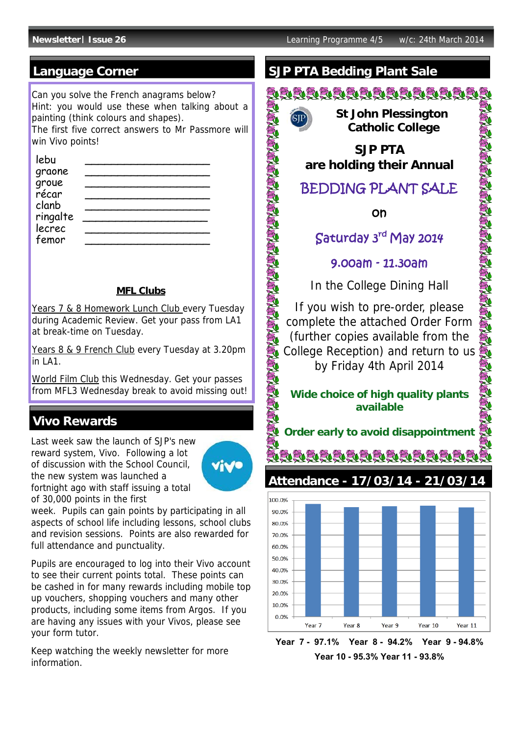## Language Corner

Can you solve the French anagrams below?
Hint: you would use these when talking about a painting (think colours and shapes).
The first five correct answers to Mr Passmore will win Vivo points!

lebu ____________________
graone ____________________
groue ____________________
récar ____________________
clanb ____________________
ringalte ____________________
lecrec ____________________
femor ____________________

### MFL Clubs

Years 7 & 8 Homework Lunch Club every Tuesday during Academic Review. Get your pass from LA1 at break-time on Tuesday.

Years 8 & 9 French Club every Tuesday at 3.20pm in LA1.

World Film Club this Wednesday. Get your passes from MFL3 Wednesday break to avoid missing out!

## Vivo Rewards

Last week saw the launch of SJP's new reward system, Vivo. Following a lot of discussion with the School Council, the new system was launched a fortnight ago with staff issuing a total of 30,000 points in the first week. Pupils can gain points by participating in all aspects of school life including lessons, school clubs and revision sessions. Points are also rewarded for full attendance and punctuality.

Pupils are encouraged to log into their Vivo account to see their current points total. These points can be cashed in for many rewards including mobile top up vouchers, shopping vouchers and many other products, including some items from Argos. If you are having any issues with your Vivos, please see your form tutor.

Keep watching the weekly newsletter for more information.

## SJP PTA Bedding Plant Sale

**St John Plessington Catholic College**

**SJP PTA are holding their Annual**

BEDDING PLANT SALE

on

Saturday 3rd May 2014

9.00am - 11.30am

In the College Dining Hall

If you wish to pre-order, please complete the attached Order Form (further copies available from the College Reception) and return to us by Friday 4th April 2014

**Wide choice of high quality plants available**

**Order early to avoid disappointment**

## Attendance - 17/03/14 - 21/03/14

| Year | Attendance |
|---|---|
| Year 7 | 97.1% |
| Year 8 | 94.2% |
| Year 9 | 94.8% |
| Year 10 | 95.3% |
| Year 11 | 93.8% |

**Year 7 - 97.1% Year 8 - 94.2% Year 9 - 94.8%**
**Year 10 - 95.3% Year 11 - 93.8%**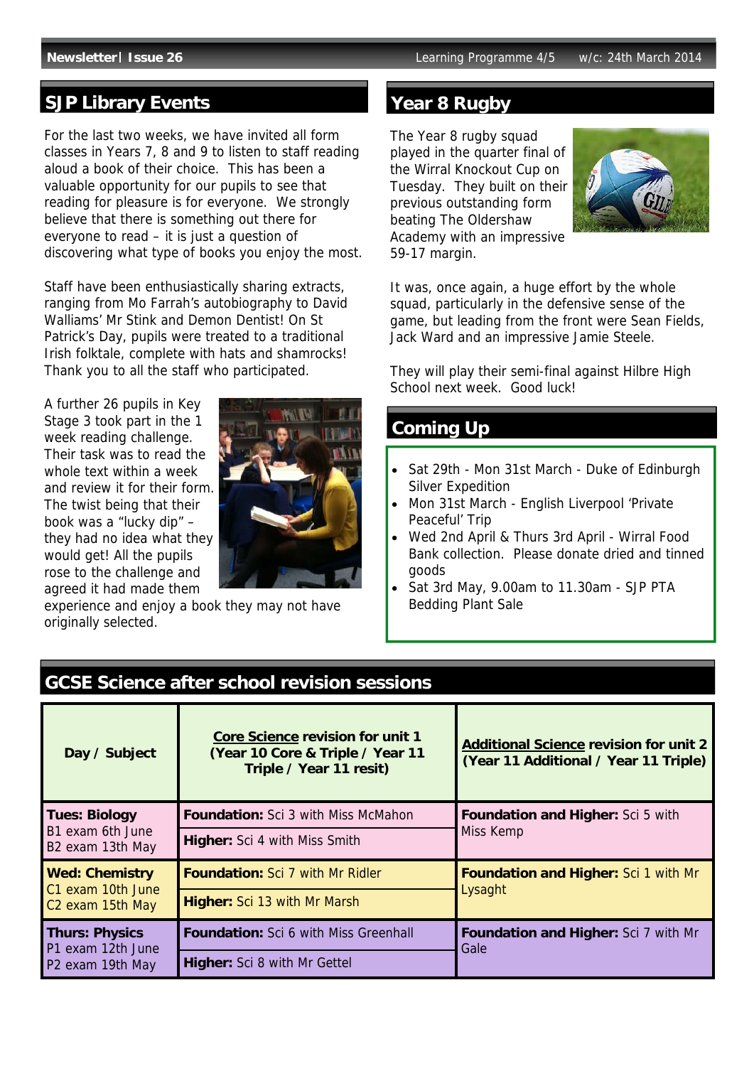## SJP Library Events

For the last two weeks, we have invited all form classes in Years 7, 8 and 9 to listen to staff reading aloud a book of their choice. This has been a valuable opportunity for our pupils to see that reading for pleasure is for everyone. We strongly believe that there is something out there for everyone to read – it is just a question of discovering what type of books you enjoy the most.

Staff have been enthusiastically sharing extracts, ranging from Mo Farrah's autobiography to David Walliams' Mr Stink and Demon Dentist! On St Patrick's Day, pupils were treated to a traditional Irish folktale, complete with hats and shamrocks! Thank you to all the staff who participated.

A further 26 pupils in Key Stage 3 took part in the 1 week reading challenge. Their task was to read the whole text within a week and review it for their form. The twist being that their book was a "lucky dip" – they had no idea what they would get! All the pupils rose to the challenge and agreed it had made them experience and enjoy a book they may not have originally selected.

## Year 8 Rugby

The Year 8 rugby squad played in the quarter final of the Wirral Knockout Cup on Tuesday. They built on their previous outstanding form beating The Oldershaw Academy with an impressive 59-17 margin.

It was, once again, a huge effort by the whole squad, particularly in the defensive sense of the game, but leading from the front were Sean Fields, Jack Ward and an impressive Jamie Steele.

They will play their semi-final against Hilbre High School next week. Good luck!

## Coming Up

- Sat 29th - Mon 31st March - Duke of Edinburgh Silver Expedition
- Mon 31st March - English Liverpool 'Private Peaceful' Trip
- Wed 2nd April & Thurs 3rd April - Wirral Food Bank collection. Please donate dried and tinned goods
- Sat 3rd May, 9.00am to 11.30am - SJP PTA Bedding Plant Sale

## GCSE Science after school revision sessions

| Day / Subject | <u>Core Science</u> revision for unit 1 (Year 10 Core & Triple / Year 11 Triple / Year 11 resit) | <u>Additional Science</u> revision for unit 2 (Year 11 Additional / Year 11 Triple) |
|---|---|---|
| **Tues: Biology** B1 exam 6th June B2 exam 13th May | **Foundation:** Sci 3 with Miss McMahon | **Foundation and Higher:** Sci 5 with Miss Kemp |
| | **Higher:** Sci 4 with Miss Smith | |
| **Wed: Chemistry** C1 exam 10th June C2 exam 15th May | **Foundation:** Sci 7 with Mr Ridler | **Foundation and Higher:** Sci 1 with Mr Lysaght |
| | **Higher:** Sci 13 with Mr Marsh | |
| **Thurs: Physics** P1 exam 12th June P2 exam 19th May | **Foundation:** Sci 6 with Miss Greenhall | **Foundation and Higher:** Sci 7 with Mr Gale |
| | **Higher:** Sci 8 with Mr Gettel | |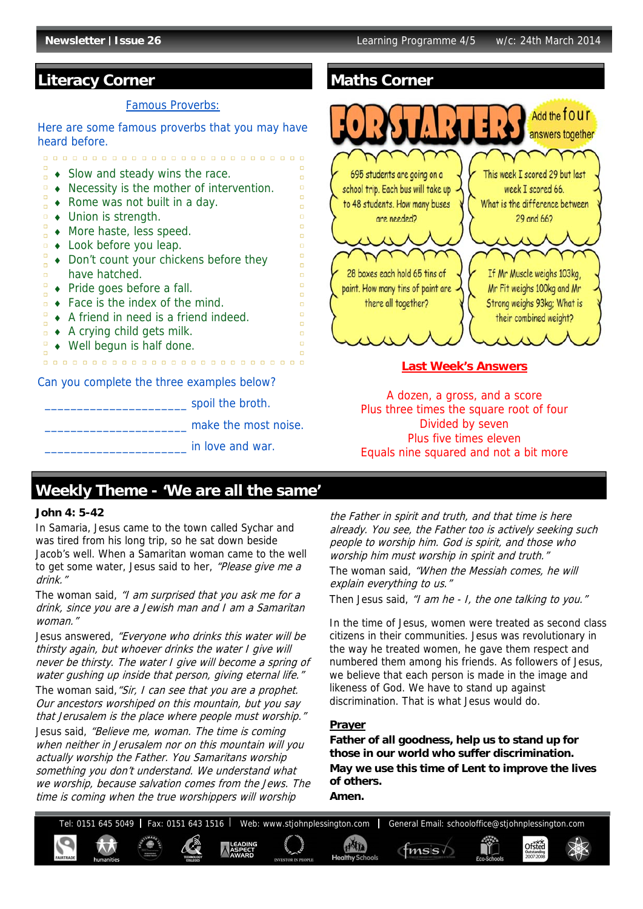Newsletter | Issue 26 — Learning Programme 4/5 — w/c: 24th March 2014

## Literacy Corner

Famous Proverbs:

Here are some famous proverbs that you may have heard before.

- Slow and steady wins the race.
- Necessity is the mother of intervention.
- Rome was not built in a day.
- Union is strength.
- More haste, less speed.
- Look before you leap.
- Don't count your chickens before they have hatched.
- Pride goes before a fall.
- Face is the index of the mind.
- A friend in need is a friend indeed.
- A crying child gets milk.
- Well begun is half done.

Can you complete the three examples below?

_____________________ spoil the broth.

_____________________ make the most noise.

_____________________ in love and war.

## Maths Corner

FOR STARTERS — Add the four answers together

695 students are going on a school trip. Each bus will take up to 48 students. How many buses are needed?

This week I scored 29 but last week I scored 66. What is the difference between 29 and 66?

28 boxes each hold 65 tins of paint. How many tins of paint are there all together?

If Mr Muscle weighs 103kg, Mr Fit weighs 100kg and Mr Strong weighs 93kg; What is their combined weight?

**Last Week's Answers**

A dozen, a gross, and a score
Plus three times the square root of four
Divided by seven
Plus five times eleven
Equals nine squared and not a bit more

## Weekly Theme - 'We are all the same'

**John 4: 5-42**

In Samaria, Jesus came to the town called Sychar and was tired from his long trip, so he sat down beside Jacob's well. When a Samaritan woman came to the well to get some water, Jesus said to her, *"Please give me a drink."*

The woman said, *"I am surprised that you ask me for a drink, since you are a Jewish man and I am a Samaritan woman."*

Jesus answered, *"Everyone who drinks this water will be thirsty again, but whoever drinks the water I give will never be thirsty. The water I give will become a spring of water gushing up inside that person, giving eternal life."*

The woman said, *"Sir, I can see that you are a prophet. Our ancestors worshiped on this mountain, but you say that Jerusalem is the place where people must worship."*

Jesus said, *"Believe me, woman. The time is coming when neither in Jerusalem nor on this mountain will you actually worship the Father. You Samaritans worship something you don't understand. We understand what we worship, because salvation comes from the Jews. The time is coming when the true worshippers will worship the Father in spirit and truth, and that time is here already. You see, the Father too is actively seeking such people to worship him. God is spirit, and those who worship him must worship in spirit and truth."*

The woman said, *"When the Messiah comes, he will explain everything to us."*

Then Jesus said, *"I am he - I, the one talking to you."*

In the time of Jesus, women were treated as second class citizens in their communities. Jesus was revolutionary in the way he treated women, he gave them respect and numbered them among his friends. As followers of Jesus, we believe that each person is made in the image and likeness of God. We have to stand up against discrimination. That is what Jesus would do.

**Prayer**

**Father of all goodness, help us to stand up for those in our world who suffer discrimination.**

**May we use this time of Lent to improve the lives of others.**

**Amen.**

Tel: 0151 645 5049 | Fax: 0151 643 1516 | Web: www.stjohnplessington.com | General Email: schooloffice@stjohnplessington.com